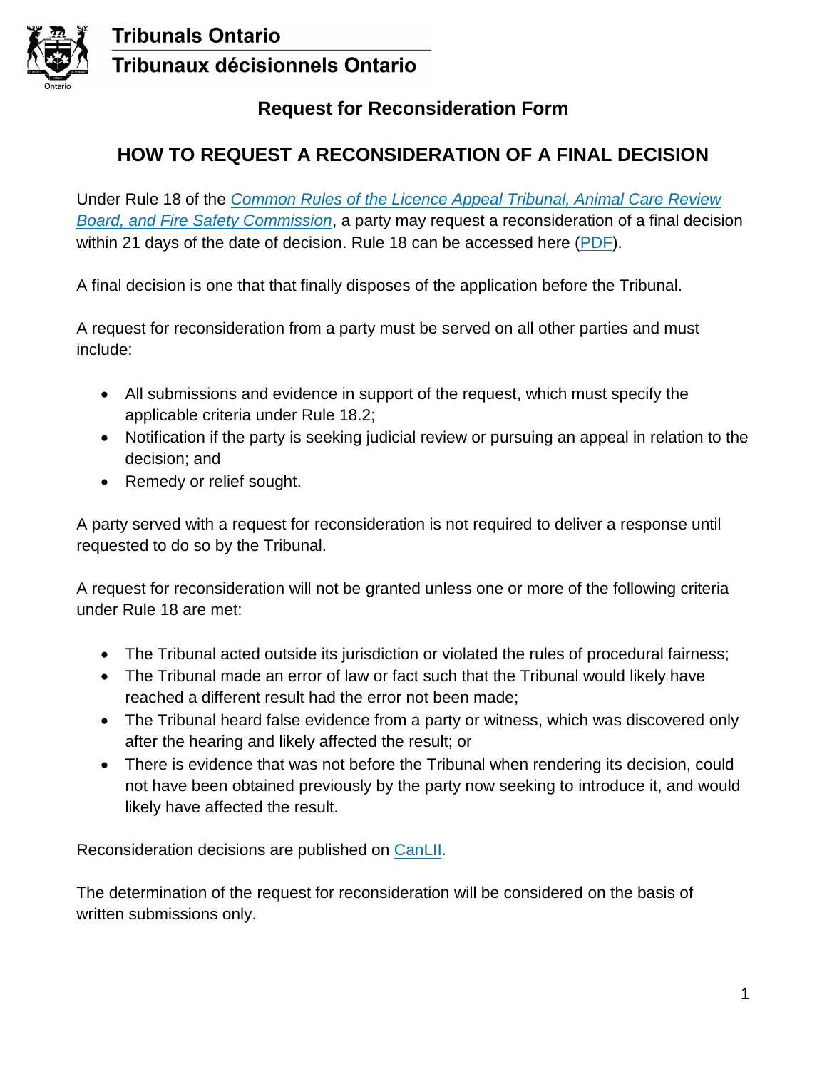Tribunals Ontario

Tribunaux décisionnels Ontario

## Request for Reconsideration Form

# HOW TO REQUEST A RECONSIDERATION OF A FINAL DECISION

Under Rule 18 of the *Common Rules of the Licence Appeal Tribunal, Animal Care Review Board, and Fire Safety Commission*, a party may request a reconsideration of a final decision within 21 days of the date of decision. Rule 18 can be accessed here (PDF).

A final decision is one that that finally disposes of the application before the Tribunal.

A request for reconsideration from a party must be served on all other parties and must include:

- All submissions and evidence in support of the request, which must specify the applicable criteria under Rule 18.2;
- Notification if the party is seeking judicial review or pursuing an appeal in relation to the decision; and
- Remedy or relief sought.

A party served with a request for reconsideration is not required to deliver a response until requested to do so by the Tribunal.

A request for reconsideration will not be granted unless one or more of the following criteria under Rule 18 are met:

- The Tribunal acted outside its jurisdiction or violated the rules of procedural fairness;
- The Tribunal made an error of law or fact such that the Tribunal would likely have reached a different result had the error not been made;
- The Tribunal heard false evidence from a party or witness, which was discovered only after the hearing and likely affected the result; or
- There is evidence that was not before the Tribunal when rendering its decision, could not have been obtained previously by the party now seeking to introduce it, and would likely have affected the result.

Reconsideration decisions are published on CanLII.

The determination of the request for reconsideration will be considered on the basis of written submissions only.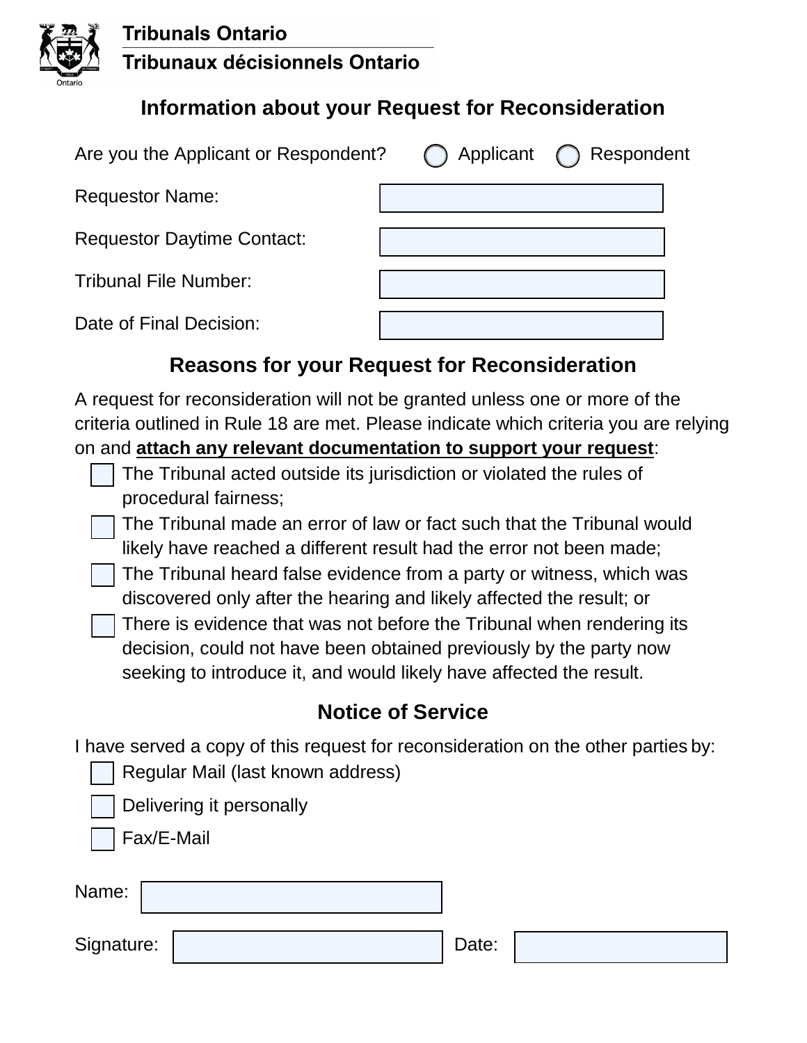Tribunals Ontario

Tribunaux décisionnels Ontario

## Information about your Request for Reconsideration

Are you the Applicant or Respondent? ○ Applicant ○ Respondent

Requestor Name:

Requestor Daytime Contact:

Tribunal File Number:

Date of Final Decision:

## Reasons for your Request for Reconsideration

A request for reconsideration will not be granted unless one or more of the criteria outlined in Rule 18 are met. Please indicate which criteria you are relying on and **attach any relevant documentation to support your request**:

- ☐ The Tribunal acted outside its jurisdiction or violated the rules of procedural fairness;
- ☐ The Tribunal made an error of law or fact such that the Tribunal would likely have reached a different result had the error not been made;
- ☐ The Tribunal heard false evidence from a party or witness, which was discovered only after the hearing and likely affected the result; or
- ☐ There is evidence that was not before the Tribunal when rendering its decision, could not have been obtained previously by the party now seeking to introduce it, and would likely have affected the result.

## Notice of Service

I have served a copy of this request for reconsideration on the other parties by:

- ☐ Regular Mail (last known address)
- ☐ Delivering it personally
- ☐ Fax/E-Mail

Name:

Signature: Date: